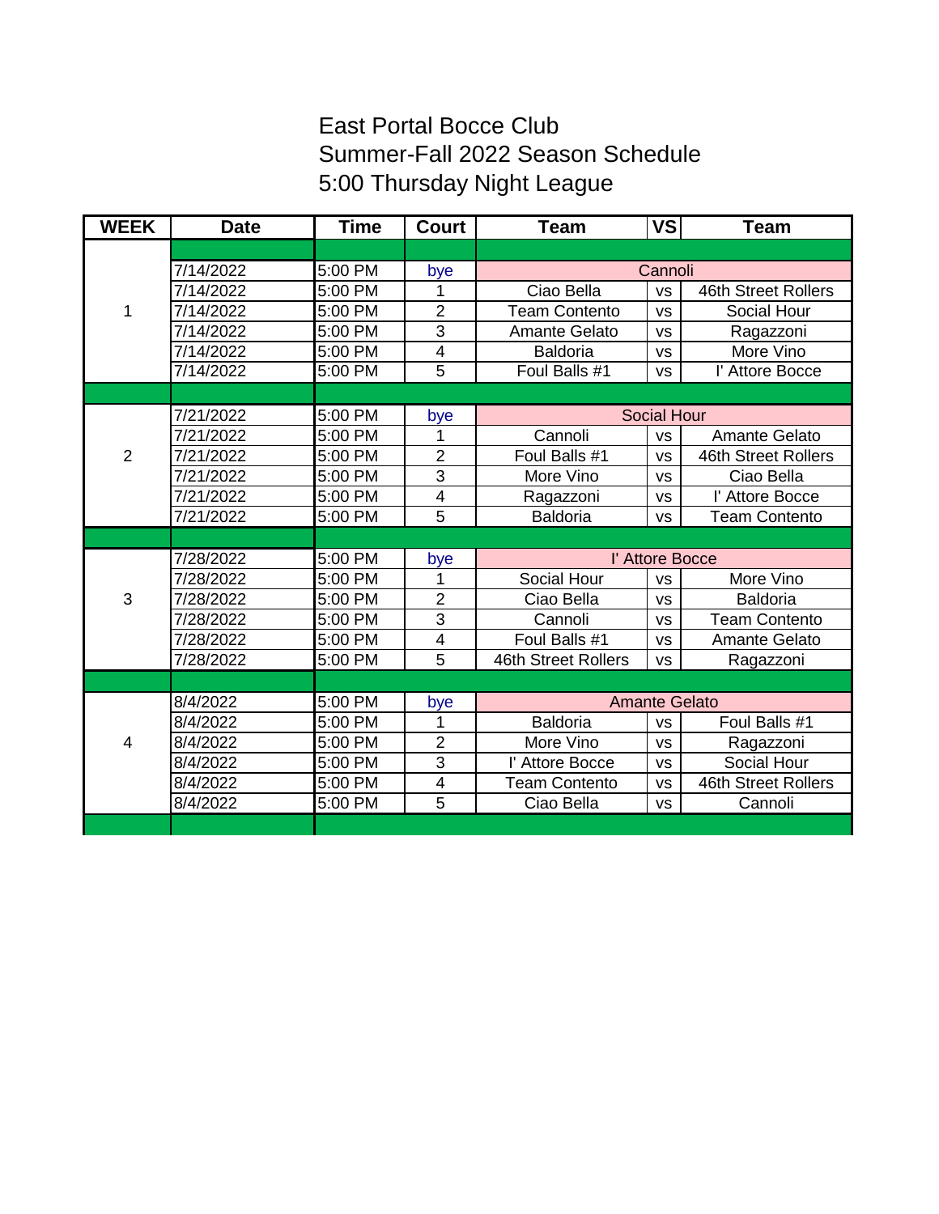# East Portal Bocce Club
# Summer-Fall 2022 Season Schedule
# 5:00 Thursday Night League

| WEEK | Date | Time | Court | Team | VS | Team |
|---|---|---|---|---|---|---|
| | | | | | | |
| 1 | 7/14/2022 | 5:00 PM | bye | Cannoli | | |
| | 7/14/2022 | 5:00 PM | 1 | Ciao Bella | vs | 46th Street Rollers |
| | 7/14/2022 | 5:00 PM | 2 | Team Contento | vs | Social Hour |
| | 7/14/2022 | 5:00 PM | 3 | Amante Gelato | vs | Ragazzoni |
| | 7/14/2022 | 5:00 PM | 4 | Baldoria | vs | More Vino |
| | 7/14/2022 | 5:00 PM | 5 | Foul Balls #1 | vs | I' Attore Bocce |
| | | | | | | |
| 2 | 7/21/2022 | 5:00 PM | bye | Social Hour | | |
| | 7/21/2022 | 5:00 PM | 1 | Cannoli | vs | Amante Gelato |
| | 7/21/2022 | 5:00 PM | 2 | Foul Balls #1 | vs | 46th Street Rollers |
| | 7/21/2022 | 5:00 PM | 3 | More Vino | vs | Ciao Bella |
| | 7/21/2022 | 5:00 PM | 4 | Ragazzoni | vs | I' Attore Bocce |
| | 7/21/2022 | 5:00 PM | 5 | Baldoria | vs | Team Contento |
| | | | | | | |
| 3 | 7/28/2022 | 5:00 PM | bye | I' Attore Bocce | | |
| | 7/28/2022 | 5:00 PM | 1 | Social Hour | vs | More Vino |
| | 7/28/2022 | 5:00 PM | 2 | Ciao Bella | vs | Baldoria |
| | 7/28/2022 | 5:00 PM | 3 | Cannoli | vs | Team Contento |
| | 7/28/2022 | 5:00 PM | 4 | Foul Balls #1 | vs | Amante Gelato |
| | 7/28/2022 | 5:00 PM | 5 | 46th Street Rollers | vs | Ragazzoni |
| | | | | | | |
| 4 | 8/4/2022 | 5:00 PM | bye | Amante Gelato | | |
| | 8/4/2022 | 5:00 PM | 1 | Baldoria | vs | Foul Balls #1 |
| | 8/4/2022 | 5:00 PM | 2 | More Vino | vs | Ragazzoni |
| | 8/4/2022 | 5:00 PM | 3 | I' Attore Bocce | vs | Social Hour |
| | 8/4/2022 | 5:00 PM | 4 | Team Contento | vs | 46th Street Rollers |
| | 8/4/2022 | 5:00 PM | 5 | Ciao Bella | vs | Cannoli |
| | | | | | | |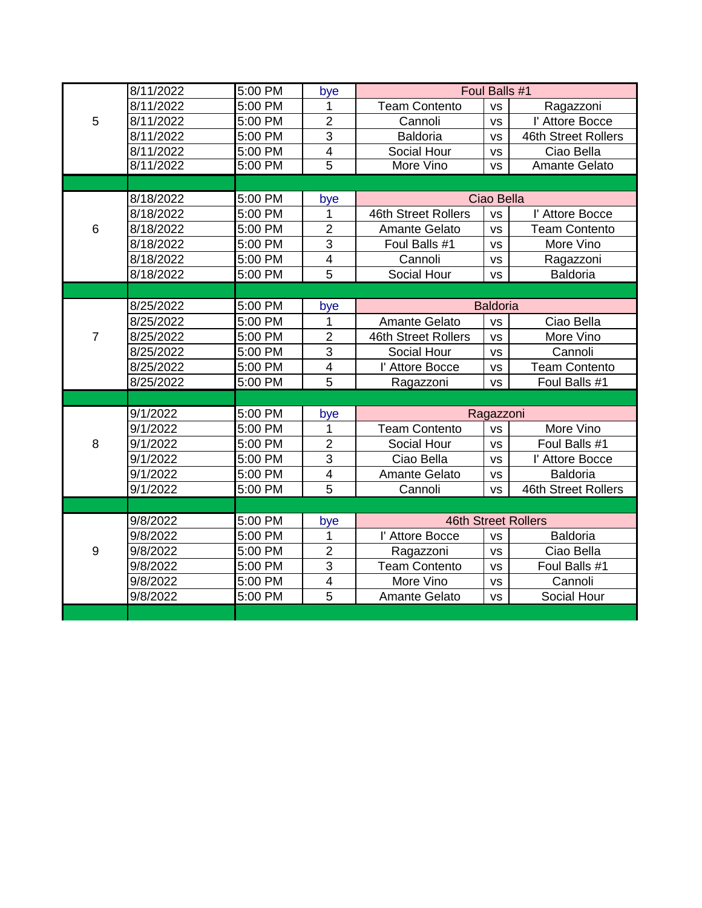| Week | Date | Time | Court | Team | | Team |
|---|---|---|---|---|---|---|
| 5 | 8/11/2022 | 5:00 PM | bye | Foul Balls #1 | | |
| | 8/11/2022 | 5:00 PM | 1 | Team Contento | vs | Ragazzoni |
| | 8/11/2022 | 5:00 PM | 2 | Cannoli | vs | l' Attore Bocce |
| | 8/11/2022 | 5:00 PM | 3 | Baldoria | vs | 46th Street Rollers |
| | 8/11/2022 | 5:00 PM | 4 | Social Hour | vs | Ciao Bella |
| | 8/11/2022 | 5:00 PM | 5 | More Vino | vs | Amante Gelato |
| 6 | 8/18/2022 | 5:00 PM | bye | Ciao Bella | | |
| | 8/18/2022 | 5:00 PM | 1 | 46th Street Rollers | vs | l' Attore Bocce |
| | 8/18/2022 | 5:00 PM | 2 | Amante Gelato | vs | Team Contento |
| | 8/18/2022 | 5:00 PM | 3 | Foul Balls #1 | vs | More Vino |
| | 8/18/2022 | 5:00 PM | 4 | Cannoli | vs | Ragazzoni |
| | 8/18/2022 | 5:00 PM | 5 | Social Hour | vs | Baldoria |
| 7 | 8/25/2022 | 5:00 PM | bye | Baldoria | | |
| | 8/25/2022 | 5:00 PM | 1 | Amante Gelato | vs | Ciao Bella |
| | 8/25/2022 | 5:00 PM | 2 | 46th Street Rollers | vs | More Vino |
| | 8/25/2022 | 5:00 PM | 3 | Social Hour | vs | Cannoli |
| | 8/25/2022 | 5:00 PM | 4 | l' Attore Bocce | vs | Team Contento |
| | 8/25/2022 | 5:00 PM | 5 | Ragazzoni | vs | Foul Balls #1 |
| 8 | 9/1/2022 | 5:00 PM | bye | Ragazzoni | | |
| | 9/1/2022 | 5:00 PM | 1 | Team Contento | vs | More Vino |
| | 9/1/2022 | 5:00 PM | 2 | Social Hour | vs | Foul Balls #1 |
| | 9/1/2022 | 5:00 PM | 3 | Ciao Bella | vs | l' Attore Bocce |
| | 9/1/2022 | 5:00 PM | 4 | Amante Gelato | vs | Baldoria |
| | 9/1/2022 | 5:00 PM | 5 | Cannoli | vs | 46th Street Rollers |
| 9 | 9/8/2022 | 5:00 PM | bye | 46th Street Rollers | | |
| | 9/8/2022 | 5:00 PM | 1 | l' Attore Bocce | vs | Baldoria |
| | 9/8/2022 | 5:00 PM | 2 | Ragazzoni | vs | Ciao Bella |
| | 9/8/2022 | 5:00 PM | 3 | Team Contento | vs | Foul Balls #1 |
| | 9/8/2022 | 5:00 PM | 4 | More Vino | vs | Cannoli |
| | 9/8/2022 | 5:00 PM | 5 | Amante Gelato | vs | Social Hour |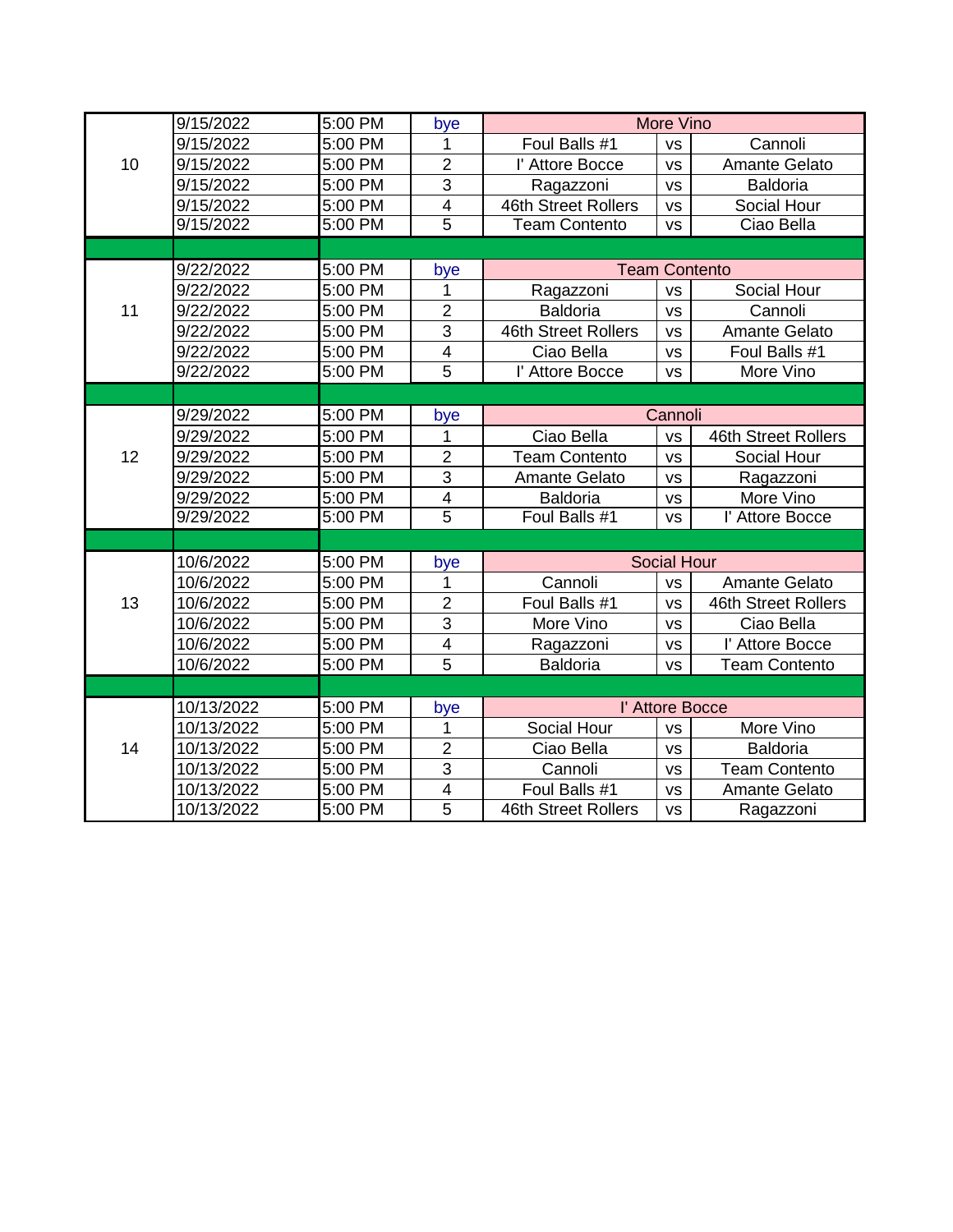| | | | | | | |
|---|---|---|---|---|---|---|
| 10 | 9/15/2022 | 5:00 PM | bye | More Vino | | |
| | 9/15/2022 | 5:00 PM | 1 | Foul Balls #1 | vs | Cannoli |
| | 9/15/2022 | 5:00 PM | 2 | l' Attore Bocce | vs | Amante Gelato |
| | 9/15/2022 | 5:00 PM | 3 | Ragazzoni | vs | Baldoria |
| | 9/15/2022 | 5:00 PM | 4 | 46th Street Rollers | vs | Social Hour |
| | 9/15/2022 | 5:00 PM | 5 | Team Contento | vs | Ciao Bella |
| | | | | | | |
| 11 | 9/22/2022 | 5:00 PM | bye | Team Contento | | |
| | 9/22/2022 | 5:00 PM | 1 | Ragazzoni | vs | Social Hour |
| | 9/22/2022 | 5:00 PM | 2 | Baldoria | vs | Cannoli |
| | 9/22/2022 | 5:00 PM | 3 | 46th Street Rollers | vs | Amante Gelato |
| | 9/22/2022 | 5:00 PM | 4 | Ciao Bella | vs | Foul Balls #1 |
| | 9/22/2022 | 5:00 PM | 5 | l' Attore Bocce | vs | More Vino |
| | | | | | | |
| 12 | 9/29/2022 | 5:00 PM | bye | Cannoli | | |
| | 9/29/2022 | 5:00 PM | 1 | Ciao Bella | vs | 46th Street Rollers |
| | 9/29/2022 | 5:00 PM | 2 | Team Contento | vs | Social Hour |
| | 9/29/2022 | 5:00 PM | 3 | Amante Gelato | vs | Ragazzoni |
| | 9/29/2022 | 5:00 PM | 4 | Baldoria | vs | More Vino |
| | 9/29/2022 | 5:00 PM | 5 | Foul Balls #1 | vs | l' Attore Bocce |
| | | | | | | |
| 13 | 10/6/2022 | 5:00 PM | bye | Social Hour | | |
| | 10/6/2022 | 5:00 PM | 1 | Cannoli | vs | Amante Gelato |
| | 10/6/2022 | 5:00 PM | 2 | Foul Balls #1 | vs | 46th Street Rollers |
| | 10/6/2022 | 5:00 PM | 3 | More Vino | vs | Ciao Bella |
| | 10/6/2022 | 5:00 PM | 4 | Ragazzoni | vs | l' Attore Bocce |
| | 10/6/2022 | 5:00 PM | 5 | Baldoria | vs | Team Contento |
| | | | | | | |
| 14 | 10/13/2022 | 5:00 PM | bye | l' Attore Bocce | | |
| | 10/13/2022 | 5:00 PM | 1 | Social Hour | vs | More Vino |
| | 10/13/2022 | 5:00 PM | 2 | Ciao Bella | vs | Baldoria |
| | 10/13/2022 | 5:00 PM | 3 | Cannoli | vs | Team Contento |
| | 10/13/2022 | 5:00 PM | 4 | Foul Balls #1 | vs | Amante Gelato |
| | 10/13/2022 | 5:00 PM | 5 | 46th Street Rollers | vs | Ragazzoni |